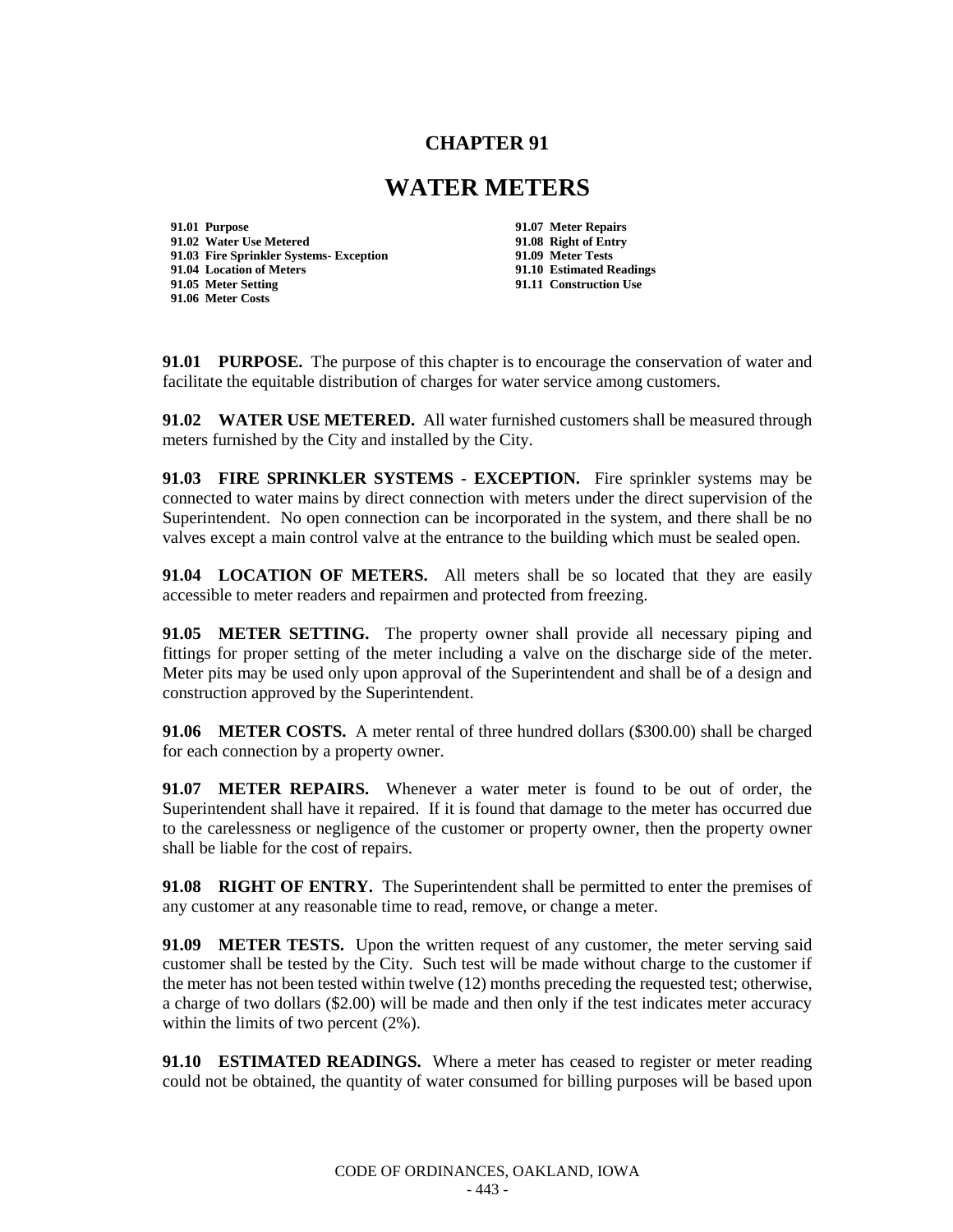# CHAPTER 91

# WATER METERS

| | |
|---|---|
| **91.01 Purpose** | **91.07 Meter Repairs** |
| **91.02 Water Use Metered** | **91.08 Right of Entry** |
| **91.03 Fire Sprinkler Systems- Exception** | **91.09 Meter Tests** |
| **91.04 Location of Meters** | **91.10 Estimated Readings** |
| **91.05 Meter Setting** | **91.11 Construction Use** |
| **91.06 Meter Costs** | |

**91.01 PURPOSE.** The purpose of this chapter is to encourage the conservation of water and facilitate the equitable distribution of charges for water service among customers.

**91.02 WATER USE METERED.** All water furnished customers shall be measured through meters furnished by the City and installed by the City.

**91.03 FIRE SPRINKLER SYSTEMS - EXCEPTION.** Fire sprinkler systems may be connected to water mains by direct connection with meters under the direct supervision of the Superintendent. No open connection can be incorporated in the system, and there shall be no valves except a main control valve at the entrance to the building which must be sealed open.

**91.04 LOCATION OF METERS.** All meters shall be so located that they are easily accessible to meter readers and repairmen and protected from freezing.

**91.05 METER SETTING.** The property owner shall provide all necessary piping and fittings for proper setting of the meter including a valve on the discharge side of the meter. Meter pits may be used only upon approval of the Superintendent and shall be of a design and construction approved by the Superintendent.

**91.06 METER COSTS.** A meter rental of three hundred dollars ($300.00) shall be charged for each connection by a property owner.

**91.07 METER REPAIRS.** Whenever a water meter is found to be out of order, the Superintendent shall have it repaired. If it is found that damage to the meter has occurred due to the carelessness or negligence of the customer or property owner, then the property owner shall be liable for the cost of repairs.

**91.08 RIGHT OF ENTRY.** The Superintendent shall be permitted to enter the premises of any customer at any reasonable time to read, remove, or change a meter.

**91.09 METER TESTS.** Upon the written request of any customer, the meter serving said customer shall be tested by the City. Such test will be made without charge to the customer if the meter has not been tested within twelve (12) months preceding the requested test; otherwise, a charge of two dollars ($2.00) will be made and then only if the test indicates meter accuracy within the limits of two percent (2%).

**91.10 ESTIMATED READINGS.** Where a meter has ceased to register or meter reading could not be obtained, the quantity of water consumed for billing purposes will be based upon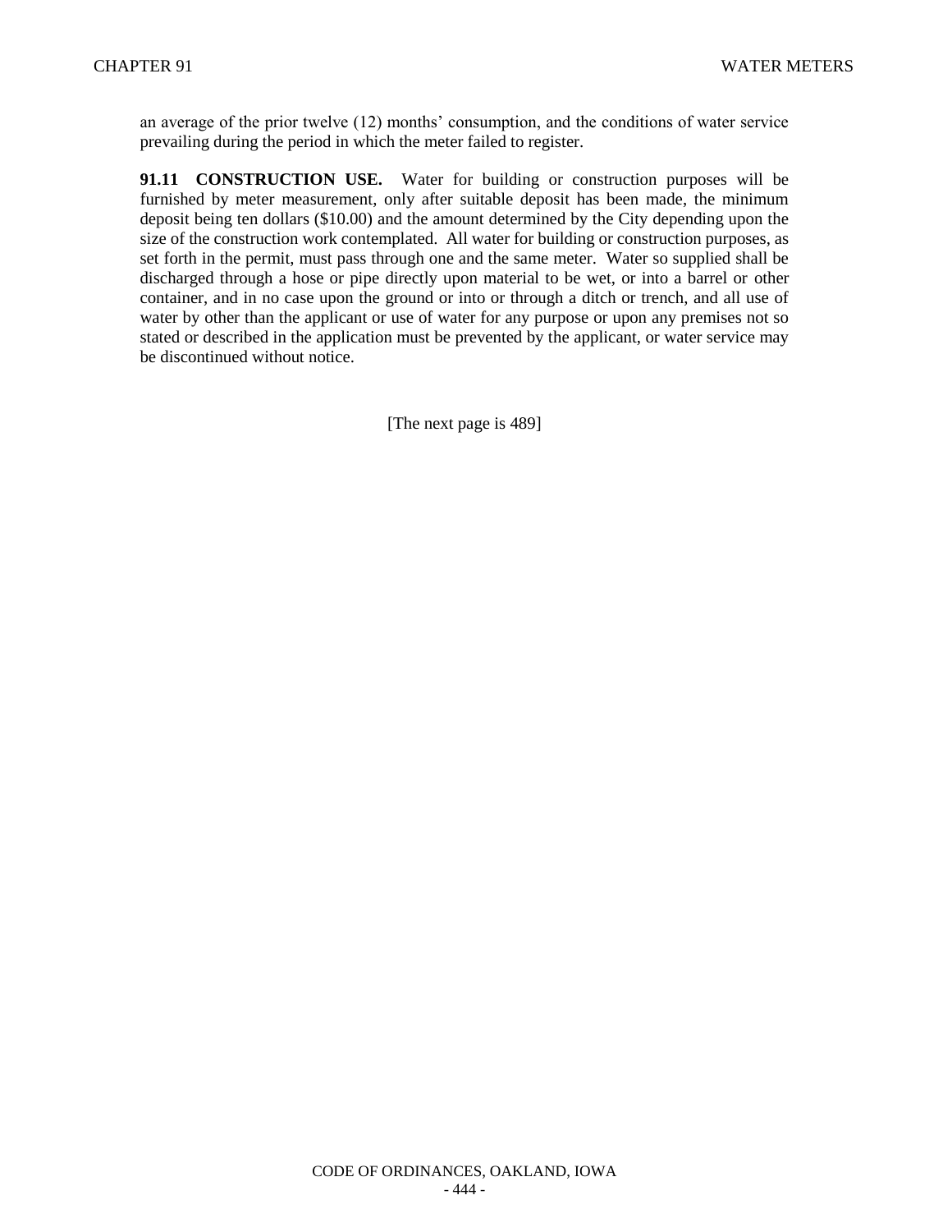an average of the prior twelve (12) months' consumption, and the conditions of water service prevailing during the period in which the meter failed to register.

**91.11 CONSTRUCTION USE.** Water for building or construction purposes will be furnished by meter measurement, only after suitable deposit has been made, the minimum deposit being ten dollars ($10.00) and the amount determined by the City depending upon the size of the construction work contemplated. All water for building or construction purposes, as set forth in the permit, must pass through one and the same meter. Water so supplied shall be discharged through a hose or pipe directly upon material to be wet, or into a barrel or other container, and in no case upon the ground or into or through a ditch or trench, and all use of water by other than the applicant or use of water for any purpose or upon any premises not so stated or described in the application must be prevented by the applicant, or water service may be discontinued without notice.

[The next page is 489]